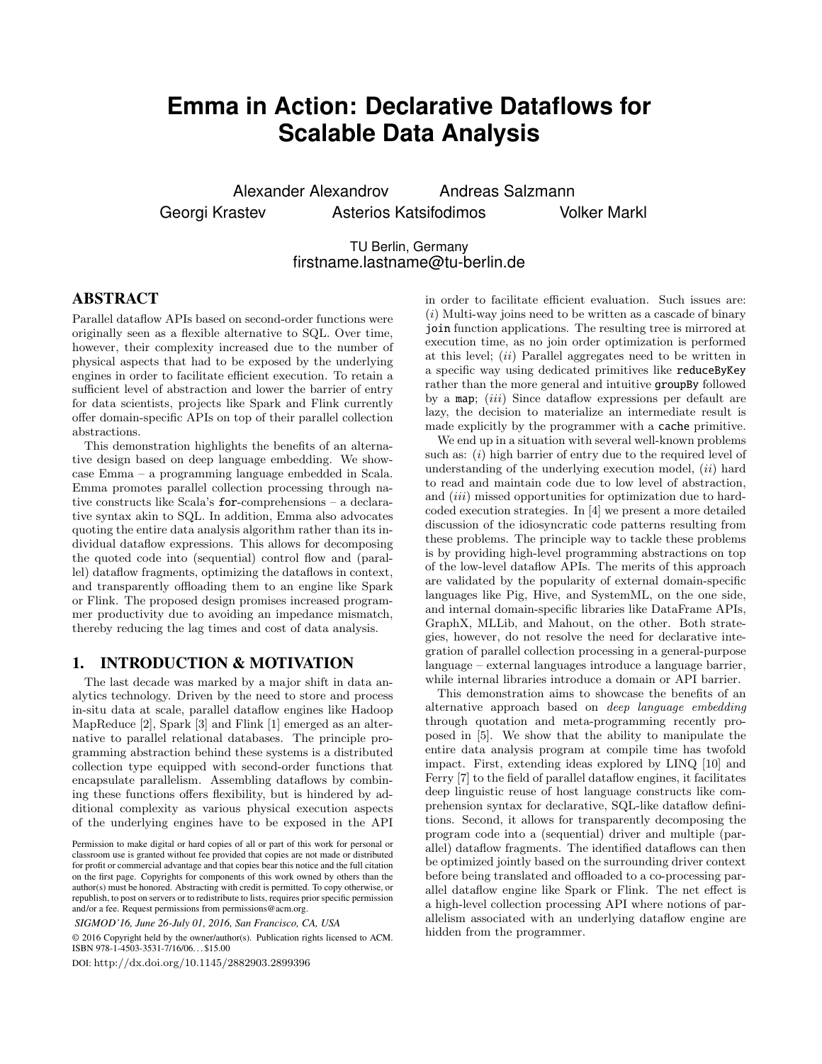# Emma in Action: Declarative Dataflows for Scalable Data Analysis

Alexander Alexandrov Andreas Salzmann
Georgi Krastev Asterios Katsifodimos Volker Markl

TU Berlin, Germany
firstname.lastname@tu-berlin.de

## ABSTRACT

Parallel dataflow APIs based on second-order functions were originally seen as a flexible alternative to SQL. Over time, however, their complexity increased due to the number of physical aspects that had to be exposed by the underlying engines in order to facilitate efficient execution. To retain a sufficient level of abstraction and lower the barrier of entry for data scientists, projects like Spark and Flink currently offer domain-specific APIs on top of their parallel collection abstractions.

This demonstration highlights the benefits of an alternative design based on deep language embedding. We showcase Emma – a programming language embedded in Scala. Emma promotes parallel collection processing through native constructs like Scala's `for`-comprehensions – a declarative syntax akin to SQL. In addition, Emma also advocates quoting the entire data analysis algorithm rather than its individual dataflow expressions. This allows for decomposing the quoted code into (sequential) control flow and (parallel) dataflow fragments, optimizing the dataflows in context, and transparently offloading them to an engine like Spark or Flink. The proposed design promises increased programmer productivity due to avoiding an impedance mismatch, thereby reducing the lag times and cost of data analysis.

## 1. INTRODUCTION & MOTIVATION

The last decade was marked by a major shift in data analytics technology. Driven by the need to store and process in-situ data at scale, parallel dataflow engines like Hadoop MapReduce [2], Spark [3] and Flink [1] emerged as an alternative to parallel relational databases. The principle programming abstraction behind these systems is a distributed collection type equipped with second-order functions that encapsulate parallelism. Assembling dataflows by combining these functions offers flexibility, but is hindered by additional complexity as various physical execution aspects of the underlying engines have to be exposed in the API in order to facilitate efficient evaluation. Such issues are: (*i*) Multi-way joins need to be written as a cascade of binary `join` function applications. The resulting tree is mirrored at execution time, as no join order optimization is performed at this level; (*ii*) Parallel aggregates need to be written in a specific way using dedicated primitives like `reduceByKey` rather than the more general and intuitive `groupBy` followed by a `map`; (*iii*) Since dataflow expressions per default are lazy, the decision to materialize an intermediate result is made explicitly by the programmer with a `cache` primitive.

We end up in a situation with several well-known problems such as: (*i*) high barrier of entry due to the required level of understanding of the underlying execution model, (*ii*) hard to read and maintain code due to low level of abstraction, and (*iii*) missed opportunities for optimization due to hard-coded execution strategies. In [4] we present a more detailed discussion of the idiosyncratic code patterns resulting from these problems. The principle way to tackle these problems is by providing high-level programming abstractions on top of the low-level dataflow APIs. The merits of this approach are validated by the popularity of external domain-specific languages like Pig, Hive, and SystemML, on the one side, and internal domain-specific libraries like DataFrame APIs, GraphX, MLLib, and Mahout, on the other. Both strategies, however, do not resolve the need for declarative integration of parallel collection processing in a general-purpose language – external languages introduce a language barrier, while internal libraries introduce a domain or API barrier.

This demonstration aims to showcase the benefits of an alternative approach based on *deep language embedding* through quotation and meta-programming recently proposed in [5]. We show that the ability to manipulate the entire data analysis program at compile time has twofold impact. First, extending ideas explored by LINQ [10] and Ferry [7] to the field of parallel dataflow engines, it facilitates deep linguistic reuse of host language constructs like comprehension syntax for declarative, SQL-like dataflow definitions. Second, it allows for transparently decomposing the program code into a (sequential) driver and multiple (parallel) dataflow fragments. The identified dataflows can then be optimized jointly based on the surrounding driver context before being translated and offloaded to a co-processing parallel dataflow engine like Spark or Flink. The net effect is a high-level collection processing API where notions of parallelism associated with an underlying dataflow engine are hidden from the programmer.

Permission to make digital or hard copies of all or part of this work for personal or classroom use is granted without fee provided that copies are not made or distributed for profit or commercial advantage and that copies bear this notice and the full citation on the first page. Copyrights for components of this work owned by others than the author(s) must be honored. Abstracting with credit is permitted. To copy otherwise, or republish, to post on servers or to redistribute to lists, requires prior specific permission and/or a fee. Request permissions from permissions@acm.org.

*SIGMOD'16, June 26-July 01, 2016, San Francisco, CA, USA*

© 2016 Copyright held by the owner/author(s). Publication rights licensed to ACM. ISBN 978-1-4503-3531-7/16/06...$15.00

DOI: http://dx.doi.org/10.1145/2882903.2899396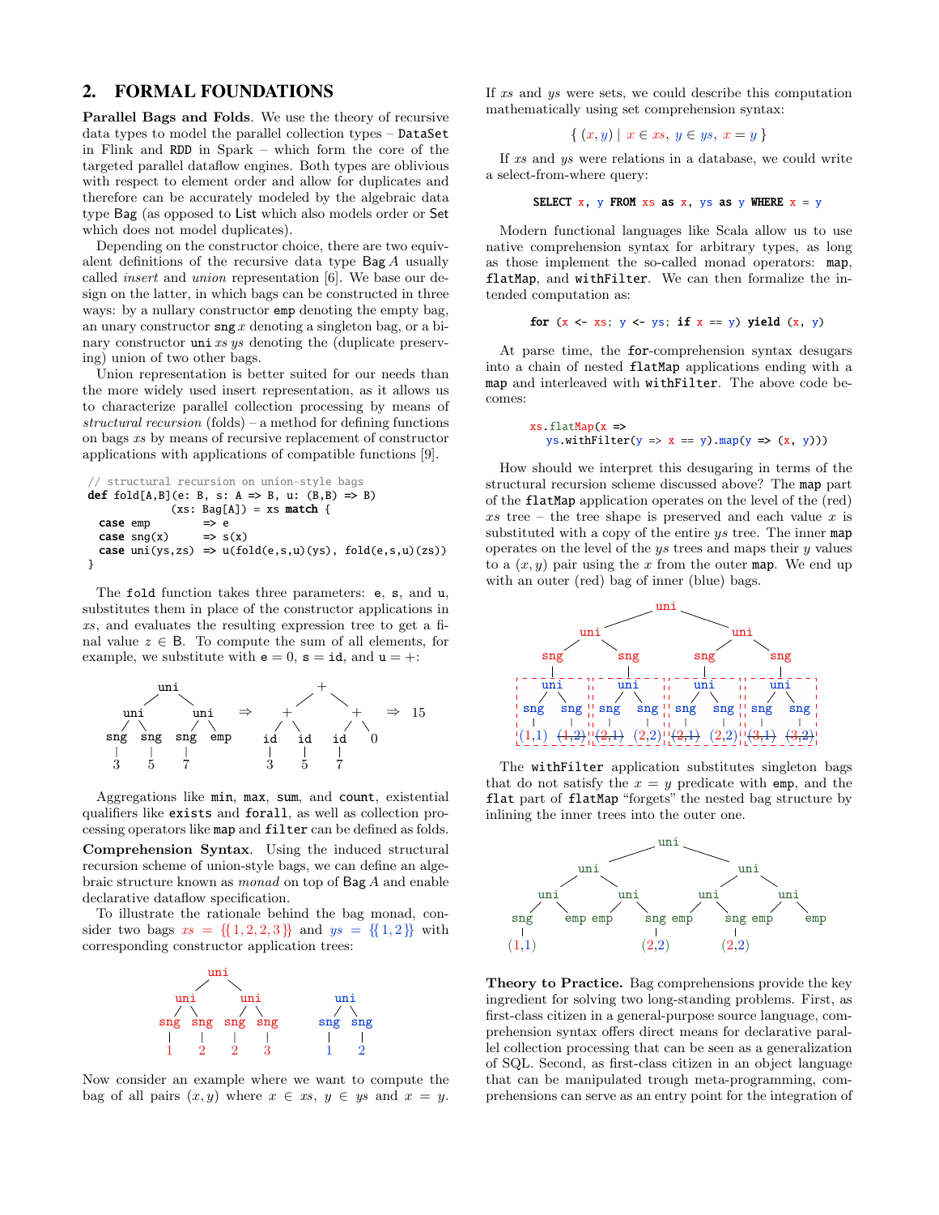## 2. FORMAL FOUNDATIONS

**Parallel Bags and Folds**. We use the theory of recursive data types to model the parallel collection types – DataSet in Flink and RDD in Spark – which form the core of the targeted parallel dataflow engines. Both types are oblivious with respect to element order and allow for duplicates and therefore can be accurately modeled by the algebraic data type Bag (as opposed to List which also models order or Set which does not model duplicates).

Depending on the constructor choice, there are two equivalent definitions of the recursive data type Bag $A$ usually called *insert* and *union* representation [6]. We base our design on the latter, in which bags can be constructed in three ways: by a nullary constructor emp denoting the empty bag, an unary constructor sng $x$ denoting a singleton bag, or a binary constructor uni $xs$ $ys$ denoting the (duplicate preserving) union of two other bags.

Union representation is better suited for our needs than the more widely used insert representation, as it allows us to characterize parallel collection processing by means of *structural recursion* (folds) – a method for defining functions on bags $xs$ by means of recursive replacement of constructor applications with applications of compatible functions [9].

```
// structural recursion on union-style bags
def fold[A,B](e: B, s: A => B, u: (B,B) => B)
             (xs: Bag[A]) = xs match {
  case emp         => e
  case sng(x)      => s(x)
  case uni(ys,zs)  => u(fold(e,s,u)(ys), fold(e,s,u)(zs))
}
```

The fold function takes three parameters: e, s, and u, substitutes them in place of the constructor applications in $xs$, and evaluates the resulting expression tree to get a final value $z \in$ B. To compute the sum of all elements, for example, we substitute with e $= 0$, s $=$ id, and u $= +$:

```
        uni                       +
      /     \                   /   \
   uni       uni       ⇒      +       +        ⇒  15
   / \       / \             / \     / \
 sng sng   sng emp         id  id   id  0
  |   |     |               |   |    |
  3   5     7               3   5    7
```

Aggregations like min, max, sum, and count, existential qualifiers like exists and forall, as well as collection processing operators like map and filter can be defined as folds.

**Comprehension Syntax**. Using the induced structural recursion scheme of union-style bags, we can define an algebraic structure known as *monad* on top of Bag $A$ and enable declarative dataflow specification.

To illustrate the rationale behind the bag monad, consider two bags $xs = \{\{1, 2, 2, 3\}\}$ and $ys = \{\{1, 2\}\}$ with corresponding constructor application trees:

```
          uni                  uni
        /     \                / \
     uni       uni           sng sng
     / \       / \            |   |
   sng sng   sng sng          1   2
    |   |     |   |
    1   2     2   3
```

Now consider an example where we want to compute the bag of all pairs $(x, y)$ where $x \in xs$, $y \in ys$ and $x = y$. If $xs$ and $ys$ were sets, we could describe this computation mathematically using set comprehension syntax:

$$\{\, (x, y) \mid x \in xs,\ y \in ys,\ x = y \,\}$$

If $xs$ and $ys$ were relations in a database, we could write a select-from-where query:

```
SELECT x, y FROM xs as x, ys as y WHERE x = y
```

Modern functional languages like Scala allow us to use native comprehension syntax for arbitrary types, as long as those implement the so-called monad operators: map, flatMap, and withFilter. We can then formalize the intended computation as:

```
for (x <- xs; y <- ys; if x == y) yield (x, y)
```

At parse time, the for-comprehension syntax desugars into a chain of nested flatMap applications ending with a map and interleaved with withFilter. The above code becomes:

```
xs.flatMap(x =>
  ys.withFilter(y => x == y).map(y => (x, y)))
```

How should we interpret this desugaring in terms of the structural recursion scheme discussed above? The map part of the flatMap application operates on the level of the (red) $xs$ tree – the tree shape is preserved and each value $x$ is substituted with a copy of the entire $ys$ tree. The inner map operates on the level of the $ys$ trees and maps their $y$ values to a $(x, y)$ pair using the $x$ from the outer map. We end up with an outer (red) bag of inner (blue) bags.

```
                          uni
                /                   \
            uni                       uni
          /     \                   /     \
       sng       sng             sng       sng
        |         |               |         |
       uni       uni             uni       uni
       / \       / \             / \       / \
     sng sng   sng sng         sng sng   sng sng
      |   |     |   |           |   |     |   |
   (1,1)(1,2) (2,1)(2,2)     (2,1)(2,2) (3,1)(3,2)
        (struck out: (1,2), (2,1), (2,1), (3,1), (3,2))
```

The withFilter application substitutes singleton bags that do not satisfy the $x = y$ predicate with emp, and the flat part of flatMap "forgets" the nested bag structure by inlining the inner trees into the outer one.

```
                      uni
             /                  \
          uni                    uni
        /     \                /     \
     uni       uni          uni       uni
     / \       / \          / \       / \
   sng emp   emp sng      sng emp   sng emp
    |             |        |         
  (1,1)         (2,2)    (2,2)
```

**Theory to Practice.** Bag comprehensions provide the key ingredient for solving two long-standing problems. First, as first-class citizen in a general-purpose source language, comprehension syntax offers direct means for declarative parallel collection processing that can be seen as a generalization of SQL. Second, as first-class citizen in an object language that can be manipulated trough meta-programming, comprehensions can serve as an entry point for the integration of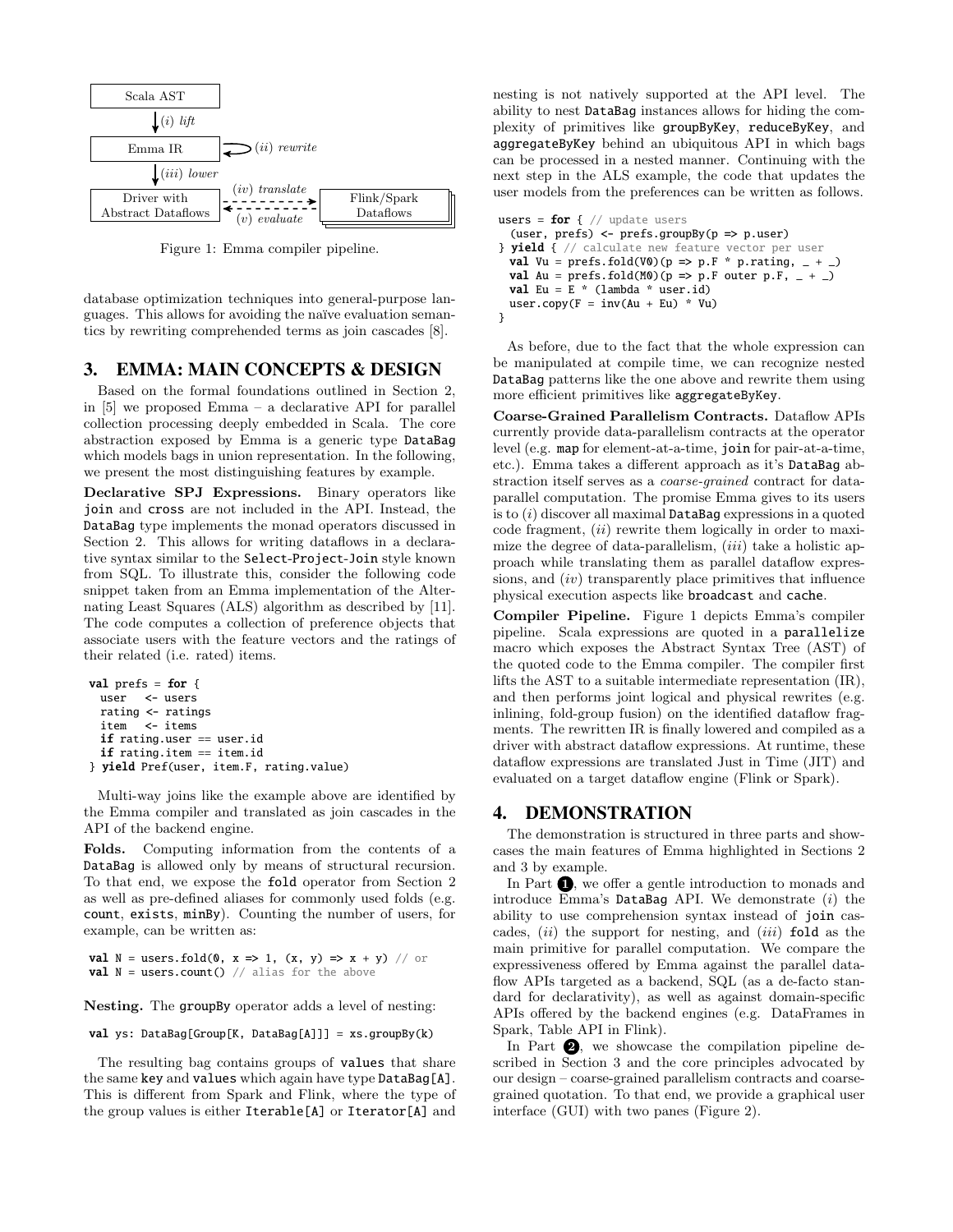Scala AST

(i) lift

Emma IR

(ii) rewrite

(iii) lower

Driver with Abstract Dataflows

(iv) translate

(v) evaluate

Flink/Spark Dataflows

Figure 1: Emma compiler pipeline.

database optimization techniques into general-purpose languages. This allows for avoiding the naïve evaluation semantics by rewriting comprehended terms as join cascades [8].

## 3. EMMA: MAIN CONCEPTS & DESIGN

Based on the formal foundations outlined in Section 2, in [5] we proposed Emma – a declarative API for parallel collection processing deeply embedded in Scala. The core abstraction exposed by Emma is a generic type `DataBag` which models bags in union representation. In the following, we present the most distinguishing features by example.

**Declarative SPJ Expressions.** Binary operators like `join` and `cross` are not included in the API. Instead, the `DataBag` type implements the monad operators discussed in Section 2. This allows for writing dataflows in a declarative syntax similar to the `Select-Project-Join` style known from SQL. To illustrate this, consider the following code snippet taken from an Emma implementation of the Alternating Least Squares (ALS) algorithm as described by [11]. The code computes a collection of preference objects that associate users with the feature vectors and the ratings of their related (i.e. rated) items.

```
val prefs = for {
  user   <- users
  rating <- ratings
  item   <- items
  if rating.user == user.id
  if rating.item == item.id
} yield Pref(user, item.F, rating.value)
```

Multi-way joins like the example above are identified by the Emma compiler and translated as join cascades in the API of the backend engine.

**Folds.** Computing information from the contents of a `DataBag` is allowed only by means of structural recursion. To that end, we expose the `fold` operator from Section 2 as well as pre-defined aliases for commonly used folds (e.g. `count`, `exists`, `minBy`). Counting the number of users, for example, can be written as:

```
val N = users.fold(0, x => 1, (x, y) => x + y) // or
val N = users.count() // alias for the above
```

**Nesting.** The `groupBy` operator adds a level of nesting:

```
val ys: DataBag[Group[K, DataBag[A]]] = xs.groupBy(k)
```

The resulting bag contains groups of `values` that share the same `key` and `values` which again have type `DataBag[A]`. This is different from Spark and Flink, where the type of the group values is either `Iterable[A]` or `Iterator[A]` and nesting is not natively supported at the API level. The ability to nest `DataBag` instances allows for hiding the complexity of primitives like `groupByKey`, `reduceByKey`, and `aggregateByKey` behind an ubiquitous API in which bags can be processed in a nested manner. Continuing with the next step in the ALS example, the code that updates the user models from the preferences can be written as follows.

```
users = for { // update users
  (user, prefs) <- prefs.groupBy(p => p.user)
} yield { // calculate new feature vector per user
  val Vu = prefs.fold(V0)(p => p.F * p.rating, _ + _)
  val Au = prefs.fold(M0)(p => p.F outer p.F, _ + _)
  val Eu = E * (lambda * user.id)
  user.copy(F = inv(Au + Eu) * Vu)
}
```

As before, due to the fact that the whole expression can be manipulated at compile time, we can recognize nested `DataBag` patterns like the one above and rewrite them using more efficient primitives like `aggregateByKey`.

**Coarse-Grained Parallelism Contracts.** Dataflow APIs currently provide data-parallelism contracts at the operator level (e.g. `map` for element-at-a-time, `join` for pair-at-a-time, etc.). Emma takes a different approach as it's `DataBag` abstraction itself serves as a *coarse-grained* contract for data-parallel computation. The promise Emma gives to its users is to (*i*) discover all maximal `DataBag` expressions in a quoted code fragment, (*ii*) rewrite them logically in order to maximize the degree of data-parallelism, (*iii*) take a holistic approach while translating them as parallel dataflow expressions, and (*iv*) transparently place primitives that influence physical execution aspects like `broadcast` and `cache`.

**Compiler Pipeline.** Figure 1 depicts Emma's compiler pipeline. Scala expressions are quoted in a `parallelize` macro which exposes the Abstract Syntax Tree (AST) of the quoted code to the Emma compiler. The compiler first lifts the AST to a suitable intermediate representation (IR), and then performs joint logical and physical rewrites (e.g. inlining, fold-group fusion) on the identified dataflow fragments. The rewritten IR is finally lowered and compiled as a driver with abstract dataflow expressions. At runtime, these dataflow expressions are translated Just in Time (JIT) and evaluated on a target dataflow engine (Flink or Spark).

## 4. DEMONSTRATION

The demonstration is structured in three parts and showcases the main features of Emma highlighted in Sections 2 and 3 by example.

In Part 1, we offer a gentle introduction to monads and introduce Emma's `DataBag` API. We demonstrate (*i*) the ability to use comprehension syntax instead of `join` cascades, (*ii*) the support for nesting, and (*iii*) `fold` as the main primitive for parallel computation. We compare the expressiveness offered by Emma against the parallel dataflow APIs targeted as a backend, SQL (as a de-facto standard for declarativity), as well as against domain-specific APIs offered by the backend engines (e.g. DataFrames in Spark, Table API in Flink).

In Part 2, we showcase the compilation pipeline described in Section 3 and the core principles advocated by our design – coarse-grained parallelism contracts and coarse-grained quotation. To that end, we provide a graphical user interface (GUI) with two panes (Figure 2).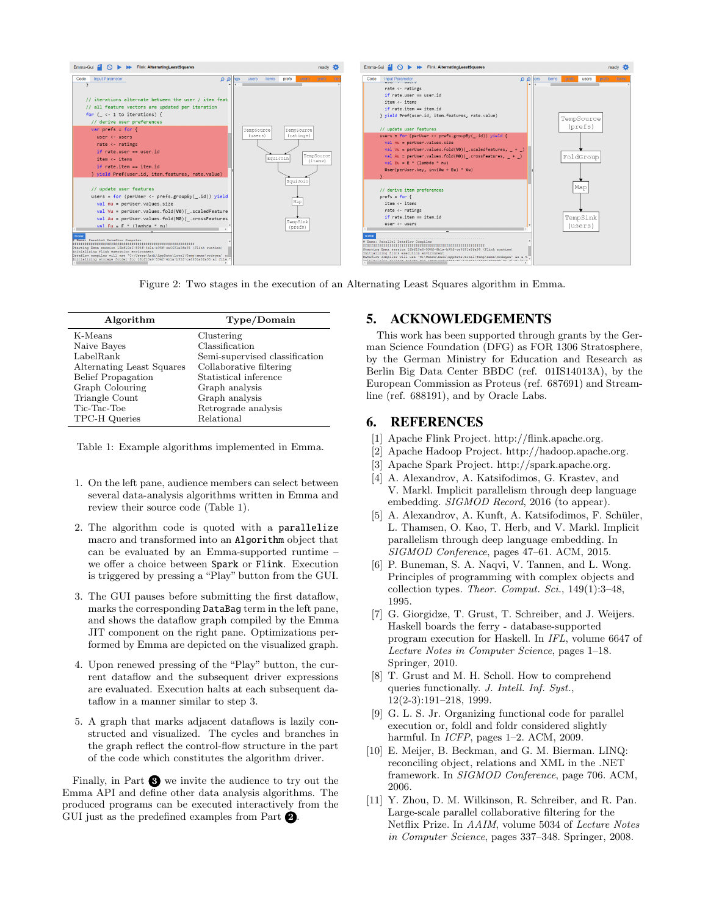Figure 2: Two stages in the execution of an Alternating Least Squares algorithm in Emma.

| Algorithm | Type/Domain |
|---|---|
| K-Means | Clustering |
| Naive Bayes | Classification |
| LabelRank | Semi-supervised classification |
| Alternating Least Squares | Collaborative filtering |
| Belief Propagation | Statistical inference |
| Graph Colouring | Graph analysis |
| Triangle Count | Graph analysis |
| Tic-Tac-Toe | Retrograde analysis |
| TPC-H Queries | Relational |

Table 1: Example algorithms implemented in Emma.

1. On the left pane, audience members can select between several data-analysis algorithms written in Emma and review their source code (Table 1).
2. The algorithm code is quoted with a **parallelize** macro and transformed into an **Algorithm** object that can be evaluated by an Emma-supported runtime – we offer a choice between **Spark** or **Flink**. Execution is triggered by pressing a "Play" button from the GUI.
3. The GUI pauses before submitting the first dataflow, marks the corresponding **DataBag** term in the left pane, and shows the dataflow graph compiled by the Emma JIT component on the right pane. Optimizations performed by Emma are depicted on the visualized graph.
4. Upon renewed pressing of the "Play" button, the current dataflow and the subsequent driver expressions are evaluated. Execution halts at each subsequent dataflow in a manner similar to step 3.
5. A graph that marks adjacent dataflows is lazily constructed and visualized. The cycles and branches in the graph reflect the control-flow structure in the part of the code which constitutes the algorithm driver.

Finally, in Part ❸ we invite the audience to try out the Emma API and define other data analysis algorithms. The produced programs can be executed interactively from the GUI just as the predefined examples from Part ❷.

# 5. ACKNOWLEDGEMENTS

This work has been supported through grants by the German Science Foundation (DFG) as FOR 1306 Stratosphere, by the German Ministry for Education and Research as Berlin Big Data Center BBDC (ref. 01IS14013A), by the European Commission as Proteus (ref. 687691) and Streamline (ref. 688191), and by Oracle Labs.

# 6. REFERENCES

[1] Apache Flink Project. http://flink.apache.org.

[2] Apache Hadoop Project. http://hadoop.apache.org.

[3] Apache Spark Project. http://spark.apache.org.

[4] A. Alexandrov, A. Katsifodimos, G. Krastev, and V. Markl. Implicit parallelism through deep language embedding. *SIGMOD Record*, 2016 (to appear).

[5] A. Alexandrov, A. Kunft, A. Katsifodimos, F. Schüler, L. Thamsen, O. Kao, T. Herb, and V. Markl. Implicit parallelism through deep language embedding. In *SIGMOD Conference*, pages 47–61. ACM, 2015.

[6] P. Buneman, S. A. Naqvi, V. Tannen, and L. Wong. Principles of programming with complex objects and collection types. *Theor. Comput. Sci.*, 149(1):3–48, 1995.

[7] G. Giorgidze, T. Grust, T. Schreiber, and J. Weijers. Haskell boards the ferry - database-supported program execution for Haskell. In *IFL*, volume 6647 of *Lecture Notes in Computer Science*, pages 1–18. Springer, 2010.

[8] T. Grust and M. H. Scholl. How to comprehend queries functionally. *J. Intell. Inf. Syst.*, 12(2-3):191–218, 1999.

[9] G. L. S. Jr. Organizing functional code for parallel execution or, foldl and foldr considered slightly harmful. In *ICFP*, pages 1–2. ACM, 2009.

[10] E. Meijer, B. Beckman, and G. M. Bierman. LINQ: reconciling object, relations and XML in the .NET framework. In *SIGMOD Conference*, page 706. ACM, 2006.

[11] Y. Zhou, D. M. Wilkinson, R. Schreiber, and R. Pan. Large-scale parallel collaborative filtering for the Netflix Prize. In *AAIM*, volume 5034 of *Lecture Notes in Computer Science*, pages 337–348. Springer, 2008.